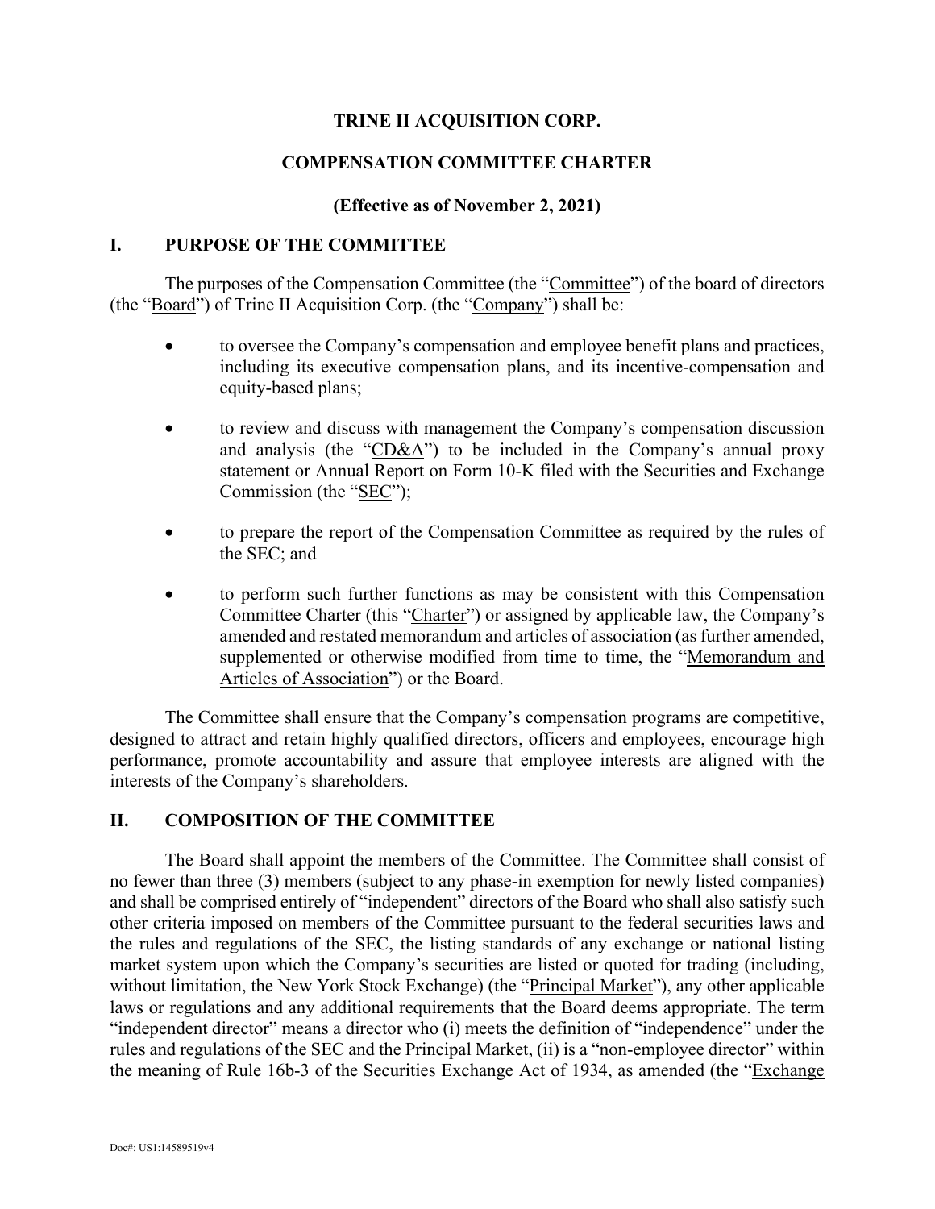# TRINE II ACQUISITION CORP.

## COMPENSATION COMMITTEE CHARTER

**(Effective as of November 2, 2021)**

## I. PURPOSE OF THE COMMITTEE

The purposes of the Compensation Committee (the "Committee") of the board of directors (the "Board") of Trine II Acquisition Corp. (the "Company") shall be:

- to oversee the Company's compensation and employee benefit plans and practices, including its executive compensation plans, and its incentive-compensation and equity-based plans;
- to review and discuss with management the Company's compensation discussion and analysis (the "CD&A") to be included in the Company's annual proxy statement or Annual Report on Form 10-K filed with the Securities and Exchange Commission (the "SEC");
- to prepare the report of the Compensation Committee as required by the rules of the SEC; and
- to perform such further functions as may be consistent with this Compensation Committee Charter (this "Charter") or assigned by applicable law, the Company's amended and restated memorandum and articles of association (as further amended, supplemented or otherwise modified from time to time, the "Memorandum and Articles of Association") or the Board.

The Committee shall ensure that the Company's compensation programs are competitive, designed to attract and retain highly qualified directors, officers and employees, encourage high performance, promote accountability and assure that employee interests are aligned with the interests of the Company's shareholders.

## II. COMPOSITION OF THE COMMITTEE

The Board shall appoint the members of the Committee. The Committee shall consist of no fewer than three (3) members (subject to any phase-in exemption for newly listed companies) and shall be comprised entirely of "independent" directors of the Board who shall also satisfy such other criteria imposed on members of the Committee pursuant to the federal securities laws and the rules and regulations of the SEC, the listing standards of any exchange or national listing market system upon which the Company's securities are listed or quoted for trading (including, without limitation, the New York Stock Exchange) (the "Principal Market"), any other applicable laws or regulations and any additional requirements that the Board deems appropriate. The term "independent director" means a director who (i) meets the definition of "independence" under the rules and regulations of the SEC and the Principal Market, (ii) is a "non-employee director" within the meaning of Rule 16b-3 of the Securities Exchange Act of 1934, as amended (the "Exchange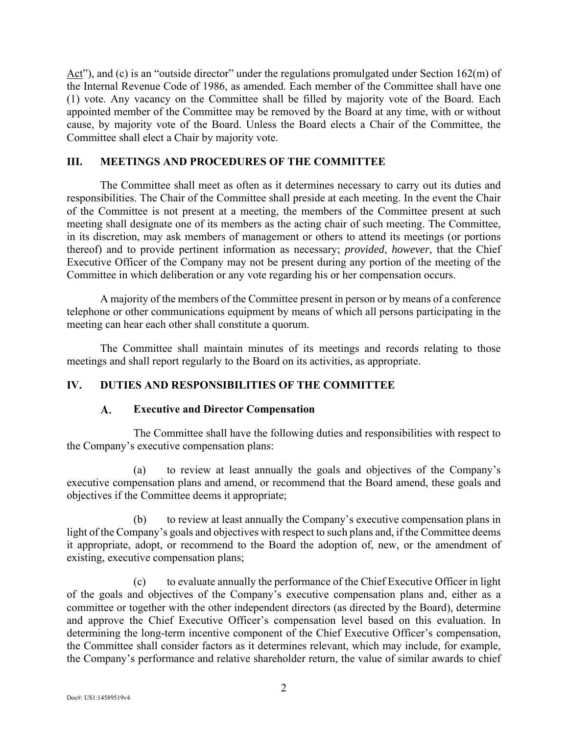Act”), and (c) is an “outside director” under the regulations promulgated under Section 162(m) of the Internal Revenue Code of 1986, as amended. Each member of the Committee shall have one (1) vote. Any vacancy on the Committee shall be filled by majority vote of the Board. Each appointed member of the Committee may be removed by the Board at any time, with or without cause, by majority vote of the Board. Unless the Board elects a Chair of the Committee, the Committee shall elect a Chair by majority vote.

## III. MEETINGS AND PROCEDURES OF THE COMMITTEE

The Committee shall meet as often as it determines necessary to carry out its duties and responsibilities. The Chair of the Committee shall preside at each meeting. In the event the Chair of the Committee is not present at a meeting, the members of the Committee present at such meeting shall designate one of its members as the acting chair of such meeting. The Committee, in its discretion, may ask members of management or others to attend its meetings (or portions thereof) and to provide pertinent information as necessary; *provided*, *however*, that the Chief Executive Officer of the Company may not be present during any portion of the meeting of the Committee in which deliberation or any vote regarding his or her compensation occurs.

A majority of the members of the Committee present in person or by means of a conference telephone or other communications equipment by means of which all persons participating in the meeting can hear each other shall constitute a quorum.

The Committee shall maintain minutes of its meetings and records relating to those meetings and shall report regularly to the Board on its activities, as appropriate.

## IV. DUTIES AND RESPONSIBILITIES OF THE COMMITTEE

### A. Executive and Director Compensation

The Committee shall have the following duties and responsibilities with respect to the Company’s executive compensation plans:

(a) to review at least annually the goals and objectives of the Company’s executive compensation plans and amend, or recommend that the Board amend, these goals and objectives if the Committee deems it appropriate;

(b) to review at least annually the Company’s executive compensation plans in light of the Company’s goals and objectives with respect to such plans and, if the Committee deems it appropriate, adopt, or recommend to the Board the adoption of, new, or the amendment of existing, executive compensation plans;

(c) to evaluate annually the performance of the Chief Executive Officer in light of the goals and objectives of the Company’s executive compensation plans and, either as a committee or together with the other independent directors (as directed by the Board), determine and approve the Chief Executive Officer’s compensation level based on this evaluation. In determining the long-term incentive component of the Chief Executive Officer’s compensation, the Committee shall consider factors as it determines relevant, which may include, for example, the Company’s performance and relative shareholder return, the value of similar awards to chief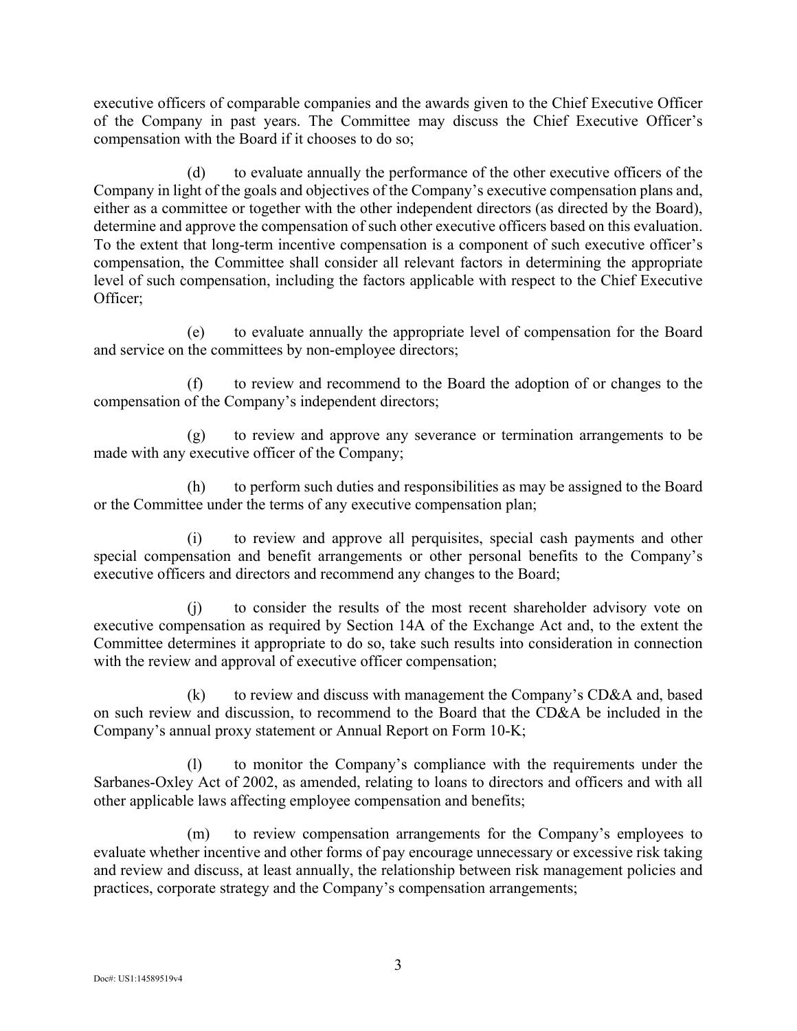executive officers of comparable companies and the awards given to the Chief Executive Officer of the Company in past years. The Committee may discuss the Chief Executive Officer's compensation with the Board if it chooses to do so;

(d) to evaluate annually the performance of the other executive officers of the Company in light of the goals and objectives of the Company's executive compensation plans and, either as a committee or together with the other independent directors (as directed by the Board), determine and approve the compensation of such other executive officers based on this evaluation. To the extent that long-term incentive compensation is a component of such executive officer's compensation, the Committee shall consider all relevant factors in determining the appropriate level of such compensation, including the factors applicable with respect to the Chief Executive Officer;

(e) to evaluate annually the appropriate level of compensation for the Board and service on the committees by non-employee directors;

(f) to review and recommend to the Board the adoption of or changes to the compensation of the Company's independent directors;

(g) to review and approve any severance or termination arrangements to be made with any executive officer of the Company;

(h) to perform such duties and responsibilities as may be assigned to the Board or the Committee under the terms of any executive compensation plan;

(i) to review and approve all perquisites, special cash payments and other special compensation and benefit arrangements or other personal benefits to the Company's executive officers and directors and recommend any changes to the Board;

(j) to consider the results of the most recent shareholder advisory vote on executive compensation as required by Section 14A of the Exchange Act and, to the extent the Committee determines it appropriate to do so, take such results into consideration in connection with the review and approval of executive officer compensation;

(k) to review and discuss with management the Company's CD&A and, based on such review and discussion, to recommend to the Board that the CD&A be included in the Company's annual proxy statement or Annual Report on Form 10-K;

(l) to monitor the Company's compliance with the requirements under the Sarbanes-Oxley Act of 2002, as amended, relating to loans to directors and officers and with all other applicable laws affecting employee compensation and benefits;

(m) to review compensation arrangements for the Company's employees to evaluate whether incentive and other forms of pay encourage unnecessary or excessive risk taking and review and discuss, at least annually, the relationship between risk management policies and practices, corporate strategy and the Company's compensation arrangements;

Doc#: US1:14589519v4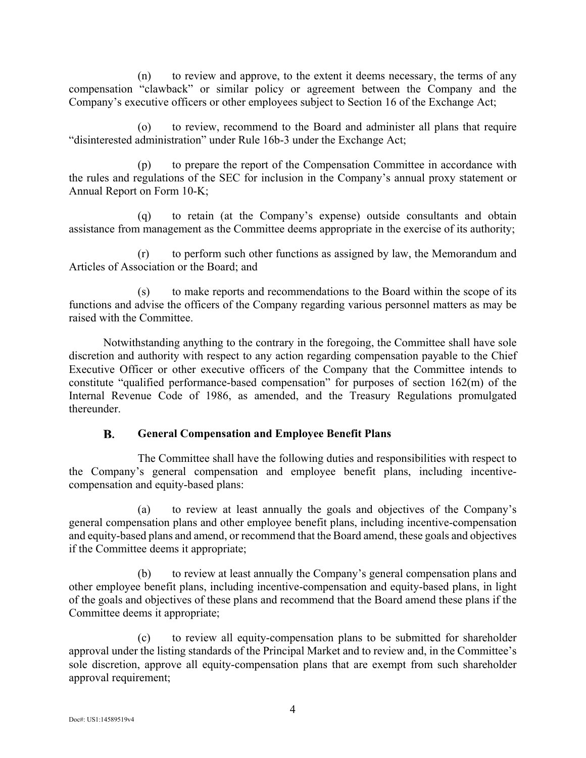(n) to review and approve, to the extent it deems necessary, the terms of any compensation "clawback" or similar policy or agreement between the Company and the Company's executive officers or other employees subject to Section 16 of the Exchange Act;

(o) to review, recommend to the Board and administer all plans that require "disinterested administration" under Rule 16b-3 under the Exchange Act;

(p) to prepare the report of the Compensation Committee in accordance with the rules and regulations of the SEC for inclusion in the Company's annual proxy statement or Annual Report on Form 10-K;

(q) to retain (at the Company's expense) outside consultants and obtain assistance from management as the Committee deems appropriate in the exercise of its authority;

(r) to perform such other functions as assigned by law, the Memorandum and Articles of Association or the Board; and

(s) to make reports and recommendations to the Board within the scope of its functions and advise the officers of the Company regarding various personnel matters as may be raised with the Committee.

Notwithstanding anything to the contrary in the foregoing, the Committee shall have sole discretion and authority with respect to any action regarding compensation payable to the Chief Executive Officer or other executive officers of the Company that the Committee intends to constitute "qualified performance-based compensation" for purposes of section 162(m) of the Internal Revenue Code of 1986, as amended, and the Treasury Regulations promulgated thereunder.

### B. General Compensation and Employee Benefit Plans

The Committee shall have the following duties and responsibilities with respect to the Company's general compensation and employee benefit plans, including incentive-compensation and equity-based plans:

(a) to review at least annually the goals and objectives of the Company's general compensation plans and other employee benefit plans, including incentive-compensation and equity-based plans and amend, or recommend that the Board amend, these goals and objectives if the Committee deems it appropriate;

(b) to review at least annually the Company's general compensation plans and other employee benefit plans, including incentive-compensation and equity-based plans, in light of the goals and objectives of these plans and recommend that the Board amend these plans if the Committee deems it appropriate;

(c) to review all equity-compensation plans to be submitted for shareholder approval under the listing standards of the Principal Market and to review and, in the Committee's sole discretion, approve all equity-compensation plans that are exempt from such shareholder approval requirement;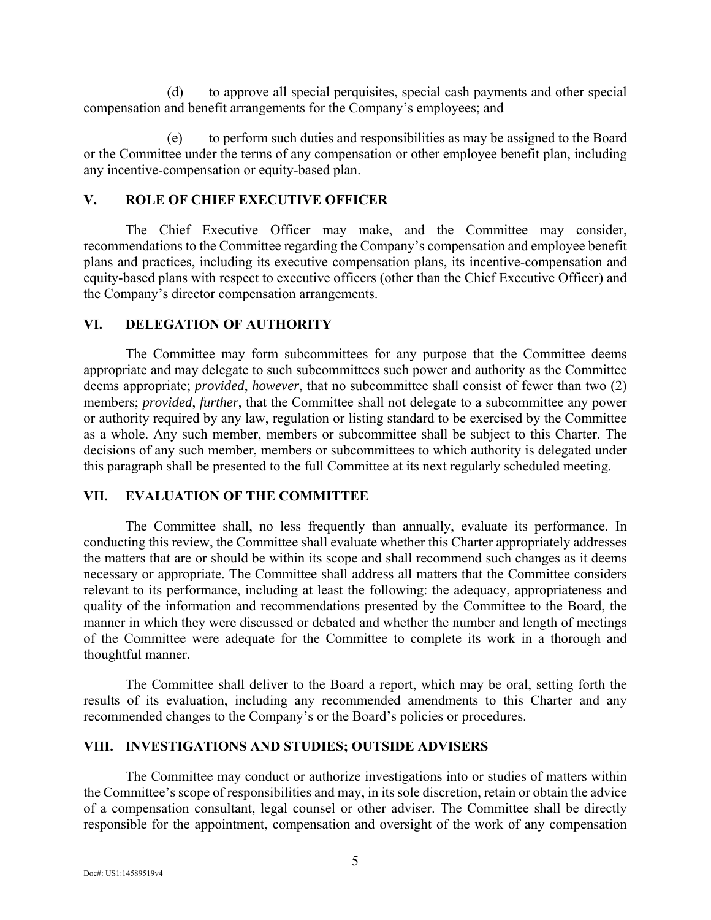(d) to approve all special perquisites, special cash payments and other special compensation and benefit arrangements for the Company's employees; and

(e) to perform such duties and responsibilities as may be assigned to the Board or the Committee under the terms of any compensation or other employee benefit plan, including any incentive-compensation or equity-based plan.

## V. ROLE OF CHIEF EXECUTIVE OFFICER

The Chief Executive Officer may make, and the Committee may consider, recommendations to the Committee regarding the Company's compensation and employee benefit plans and practices, including its executive compensation plans, its incentive-compensation and equity-based plans with respect to executive officers (other than the Chief Executive Officer) and the Company's director compensation arrangements.

## VI. DELEGATION OF AUTHORITY

The Committee may form subcommittees for any purpose that the Committee deems appropriate and may delegate to such subcommittees such power and authority as the Committee deems appropriate; *provided*, *however*, that no subcommittee shall consist of fewer than two (2) members; *provided*, *further*, that the Committee shall not delegate to a subcommittee any power or authority required by any law, regulation or listing standard to be exercised by the Committee as a whole. Any such member, members or subcommittee shall be subject to this Charter. The decisions of any such member, members or subcommittees to which authority is delegated under this paragraph shall be presented to the full Committee at its next regularly scheduled meeting.

## VII. EVALUATION OF THE COMMITTEE

The Committee shall, no less frequently than annually, evaluate its performance. In conducting this review, the Committee shall evaluate whether this Charter appropriately addresses the matters that are or should be within its scope and shall recommend such changes as it deems necessary or appropriate. The Committee shall address all matters that the Committee considers relevant to its performance, including at least the following: the adequacy, appropriateness and quality of the information and recommendations presented by the Committee to the Board, the manner in which they were discussed or debated and whether the number and length of meetings of the Committee were adequate for the Committee to complete its work in a thorough and thoughtful manner.

The Committee shall deliver to the Board a report, which may be oral, setting forth the results of its evaluation, including any recommended amendments to this Charter and any recommended changes to the Company's or the Board's policies or procedures.

## VIII. INVESTIGATIONS AND STUDIES; OUTSIDE ADVISERS

The Committee may conduct or authorize investigations into or studies of matters within the Committee's scope of responsibilities and may, in its sole discretion, retain or obtain the advice of a compensation consultant, legal counsel or other adviser. The Committee shall be directly responsible for the appointment, compensation and oversight of the work of any compensation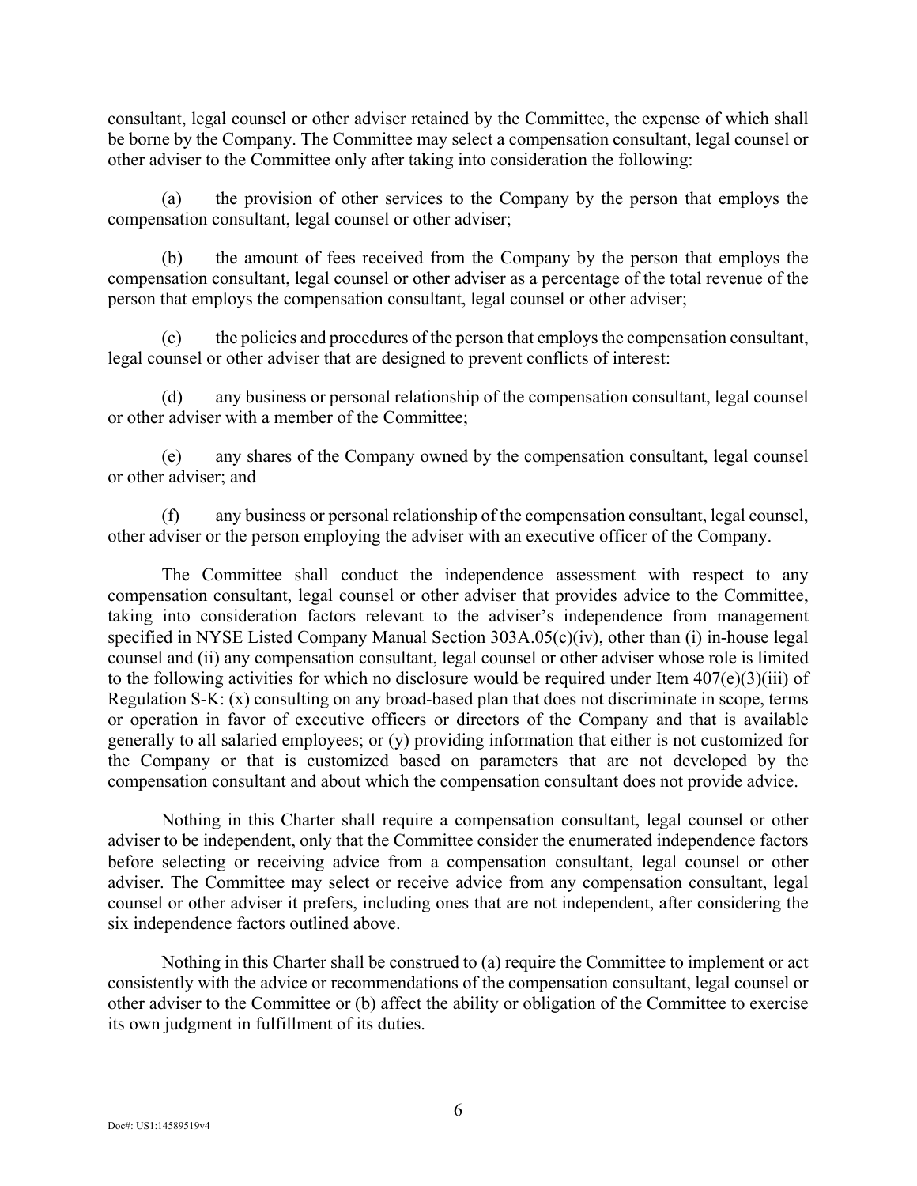consultant, legal counsel or other adviser retained by the Committee, the expense of which shall be borne by the Company. The Committee may select a compensation consultant, legal counsel or other adviser to the Committee only after taking into consideration the following:

(a) the provision of other services to the Company by the person that employs the compensation consultant, legal counsel or other adviser;

(b) the amount of fees received from the Company by the person that employs the compensation consultant, legal counsel or other adviser as a percentage of the total revenue of the person that employs the compensation consultant, legal counsel or other adviser;

(c) the policies and procedures of the person that employs the compensation consultant, legal counsel or other adviser that are designed to prevent conflicts of interest:

(d) any business or personal relationship of the compensation consultant, legal counsel or other adviser with a member of the Committee;

(e) any shares of the Company owned by the compensation consultant, legal counsel or other adviser; and

(f) any business or personal relationship of the compensation consultant, legal counsel, other adviser or the person employing the adviser with an executive officer of the Company.

The Committee shall conduct the independence assessment with respect to any compensation consultant, legal counsel or other adviser that provides advice to the Committee, taking into consideration factors relevant to the adviser's independence from management specified in NYSE Listed Company Manual Section 303A.05(c)(iv), other than (i) in-house legal counsel and (ii) any compensation consultant, legal counsel or other adviser whose role is limited to the following activities for which no disclosure would be required under Item 407(e)(3)(iii) of Regulation S-K: (x) consulting on any broad-based plan that does not discriminate in scope, terms or operation in favor of executive officers or directors of the Company and that is available generally to all salaried employees; or (y) providing information that either is not customized for the Company or that is customized based on parameters that are not developed by the compensation consultant and about which the compensation consultant does not provide advice.

Nothing in this Charter shall require a compensation consultant, legal counsel or other adviser to be independent, only that the Committee consider the enumerated independence factors before selecting or receiving advice from a compensation consultant, legal counsel or other adviser. The Committee may select or receive advice from any compensation consultant, legal counsel or other adviser it prefers, including ones that are not independent, after considering the six independence factors outlined above.

Nothing in this Charter shall be construed to (a) require the Committee to implement or act consistently with the advice or recommendations of the compensation consultant, legal counsel or other adviser to the Committee or (b) affect the ability or obligation of the Committee to exercise its own judgment in fulfillment of its duties.

Doc#: US1:14589519v4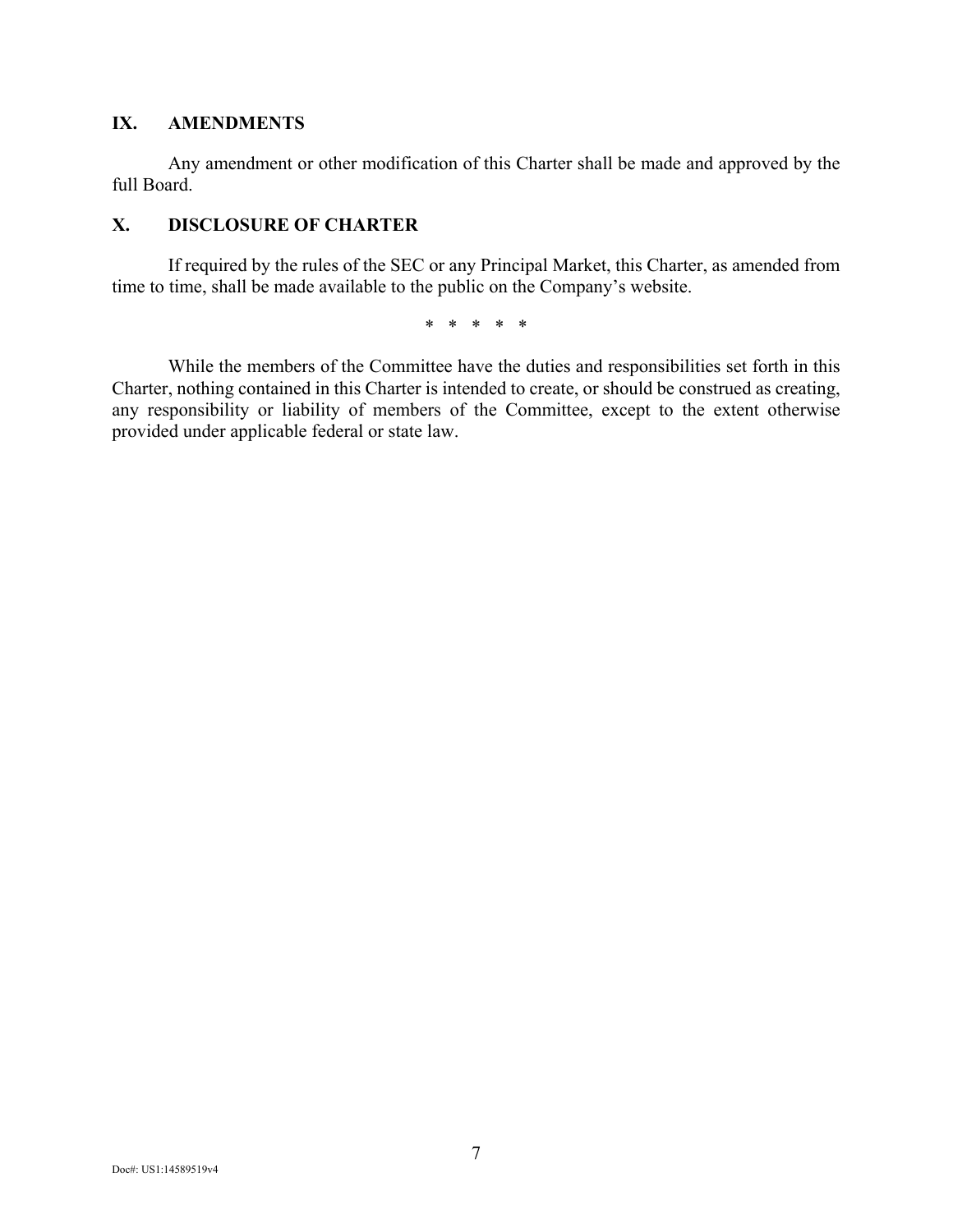## IX. AMENDMENTS

Any amendment or other modification of this Charter shall be made and approved by the full Board.

## X. DISCLOSURE OF CHARTER

If required by the rules of the SEC or any Principal Market, this Charter, as amended from time to time, shall be made available to the public on the Company's website.

\* \* \* \* \*

While the members of the Committee have the duties and responsibilities set forth in this Charter, nothing contained in this Charter is intended to create, or should be construed as creating, any responsibility or liability of members of the Committee, except to the extent otherwise provided under applicable federal or state law.